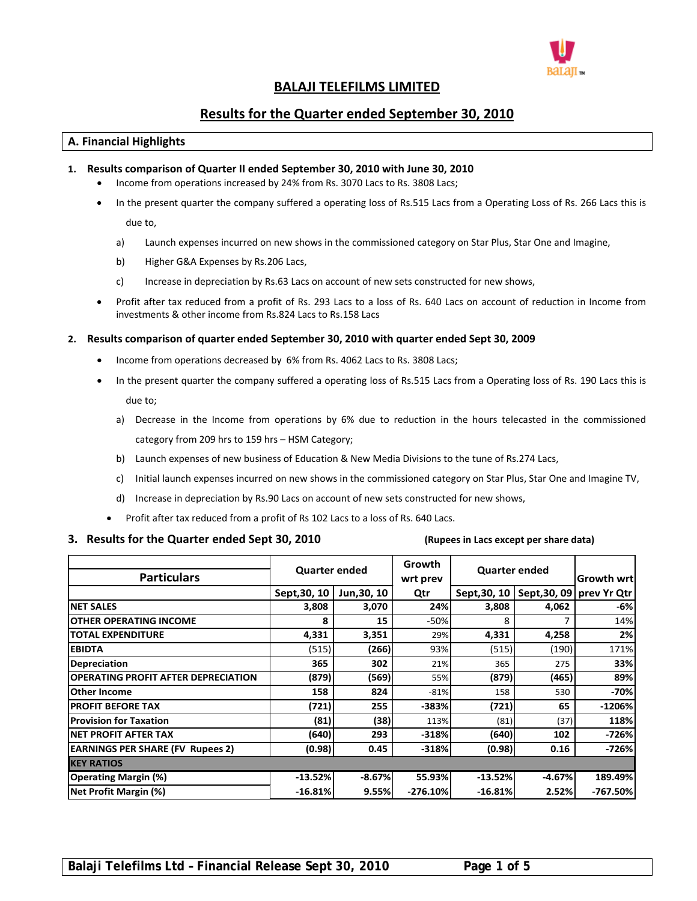# BALAJI TELEFILMS LIMITED

## Results for the Quarter ended September 30, 2010

### A. Financial Highlights

**1. Results comparison of Quarter II ended September 30, 2010 with June 30, 2010**

- Income from operations increased by 24% from Rs. 3070 Lacs to Rs. 3808 Lacs;
- In the present quarter the company suffered a operating loss of Rs.515 Lacs from a Operating Loss of Rs. 266 Lacs this is due to,
  - a) Launch expenses incurred on new shows in the commissioned category on Star Plus, Star One and Imagine,
  - b) Higher G&A Expenses by Rs.206 Lacs,
  - c) Increase in depreciation by Rs.63 Lacs on account of new sets constructed for new shows,
- Profit after tax reduced from a profit of Rs. 293 Lacs to a loss of Rs. 640 Lacs on account of reduction in Income from investments & other income from Rs.824 Lacs to Rs.158 Lacs

**2. Results comparison of quarter ended September 30, 2010 with quarter ended Sept 30, 2009**

- Income from operations decreased by 6% from Rs. 4062 Lacs to Rs. 3808 Lacs;
- In the present quarter the company suffered a operating loss of Rs.515 Lacs from a Operating loss of Rs. 190 Lacs this is due to;
  - a) Decrease in the Income from operations by 6% due to reduction in the hours telecasted in the commissioned category from 209 hrs to 159 hrs – HSM Category;
  - b) Launch expenses of new business of Education & New Media Divisions to the tune of Rs.274 Lacs,
  - c) Initial launch expenses incurred on new shows in the commissioned category on Star Plus, Star One and Imagine TV,
  - d) Increase in depreciation by Rs.90 Lacs on account of new sets constructed for new shows,
- Profit after tax reduced from a profit of Rs 102 Lacs to a loss of Rs. 640 Lacs.

**3. Results for the Quarter ended Sept 30, 2010** (Rupees in Lacs except per share data)

| Particulars | Quarter ended | | Growth wrt prev Qtr | Quarter ended | | Growth wrt prev Yr Qtr |
|---|---|---|---|---|---|---|
| | Sept,30, 10 | Jun,30, 10 | | Sept,30, 10 | Sept,30, 09 | |
| **NET SALES** | 3,808 | 3,070 | 24% | 3,808 | 4,062 | -6% |
| **OTHER OPERATING INCOME** | 8 | 15 | -50% | 8 | 7 | 14% |
| **TOTAL EXPENDITURE** | 4,331 | 3,351 | 29% | 4,331 | 4,258 | 2% |
| **EBIDTA** | (515) | (266) | 93% | (515) | (190) | 171% |
| **Depreciation** | 365 | 302 | 21% | 365 | 275 | 33% |
| **OPERATING PROFIT AFTER DEPRECIATION** | (879) | (569) | 55% | (879) | (465) | 89% |
| **Other Income** | 158 | 824 | -81% | 158 | 530 | -70% |
| **PROFIT BEFORE TAX** | (721) | 255 | -383% | (721) | 65 | -1206% |
| **Provision for Taxation** | (81) | (38) | 113% | (81) | (37) | 118% |
| **NET PROFIT AFTER TAX** | (640) | 293 | -318% | (640) | 102 | -726% |
| **EARNINGS PER SHARE (FV Rupees 2)** | (0.98) | 0.45 | -318% | (0.98) | 0.16 | -726% |
| **KEY RATIOS** | | | | | | |
| **Operating Margin (%)** | -13.52% | -8.67% | 55.93% | -13.52% | -4.67% | 189.49% |
| **Net Profit Margin (%)** | -16.81% | 9.55% | -276.10% | -16.81% | 2.52% | -767.50% |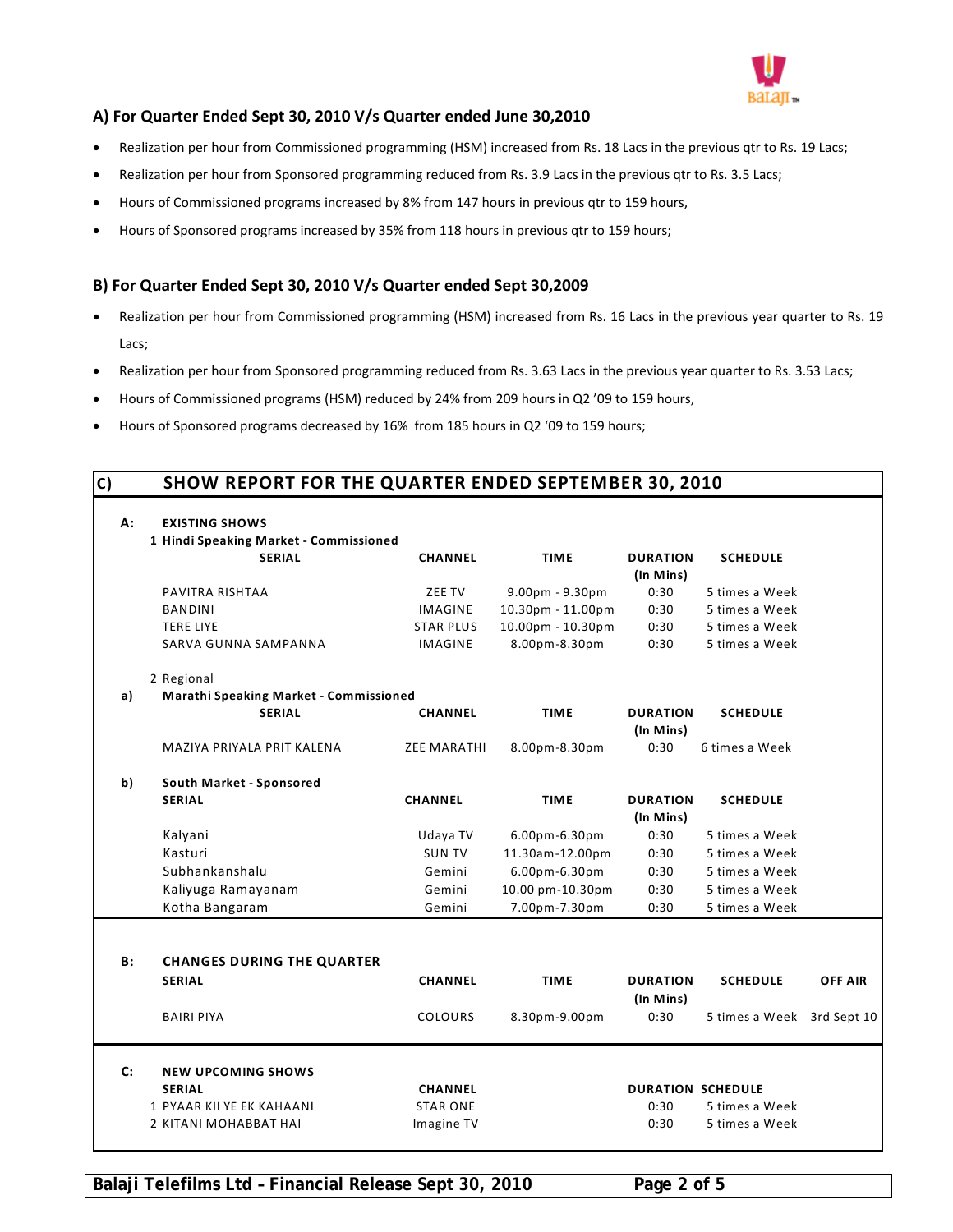### A) For Quarter Ended Sept 30, 2010 V/s Quarter ended June 30,2010

- Realization per hour from Commissioned programming (HSM) increased from Rs. 18 Lacs in the previous qtr to Rs. 19 Lacs;
- Realization per hour from Sponsored programming reduced from Rs. 3.9 Lacs in the previous qtr to Rs. 3.5 Lacs;
- Hours of Commissioned programs increased by 8% from 147 hours in previous qtr to 159 hours,
- Hours of Sponsored programs increased by 35% from 118 hours in previous qtr to 159 hours;

### B) For Quarter Ended Sept 30, 2010 V/s Quarter ended Sept 30,2009

- Realization per hour from Commissioned programming (HSM) increased from Rs. 16 Lacs in the previous year quarter to Rs. 19 Lacs;
- Realization per hour from Sponsored programming reduced from Rs. 3.63 Lacs in the previous year quarter to Rs. 3.53 Lacs;
- Hours of Commissioned programs (HSM) reduced by 24% from 209 hours in Q2 '09 to 159 hours,
- Hours of Sponsored programs decreased by 16% from 185 hours in Q2 '09 to 159 hours;

## C) SHOW REPORT FOR THE QUARTER ENDED SEPTEMBER 30, 2010

**A: EXISTING SHOWS**

**1 Hindi Speaking Market - Commissioned**

| SERIAL | CHANNEL | TIME | DURATION (In Mins) | SCHEDULE |
|---|---|---|---|---|
| PAVITRA RISHTAA | ZEE TV | 9.00pm - 9.30pm | 0:30 | 5 times a Week |
| BANDINI | IMAGINE | 10.30pm - 11.00pm | 0:30 | 5 times a Week |
| TERE LIYE | STAR PLUS | 10.00pm - 10.30pm | 0:30 | 5 times a Week |
| SARVA GUNNA SAMPANNA | IMAGINE | 8.00pm-8.30pm | 0:30 | 5 times a Week |

2 Regional

**a) Marathi Speaking Market - Commissioned**

| SERIAL | CHANNEL | TIME | DURATION (In Mins) | SCHEDULE |
|---|---|---|---|---|
| MAZIYA PRIYALA PRIT KALENA | ZEE MARATHI | 8.00pm-8.30pm | 0:30 | 6 times a Week |

**b) South Market - Sponsored**

| SERIAL | CHANNEL | TIME | DURATION (In Mins) | SCHEDULE |
|---|---|---|---|---|
| Kalyani | Udaya TV | 6.00pm-6.30pm | 0:30 | 5 times a Week |
| Kasturi | SUN TV | 11.30am-12.00pm | 0:30 | 5 times a Week |
| Subhankanshalu | Gemini | 6.00pm-6.30pm | 0:30 | 5 times a Week |
| Kaliyuga Ramayanam | Gemini | 10.00 pm-10.30pm | 0:30 | 5 times a Week |
| Kotha Bangaram | Gemini | 7.00pm-7.30pm | 0:30 | 5 times a Week |

**B: CHANGES DURING THE QUARTER**

| SERIAL | CHANNEL | TIME | DURATION (In Mins) | SCHEDULE | OFF AIR |
|---|---|---|---|---|---|
| BAIRI PIYA | COLOURS | 8.30pm-9.00pm | 0:30 | 5 times a Week | 3rd Sept 10 |

**C: NEW UPCOMING SHOWS**

| SERIAL | CHANNEL | DURATION | SCHEDULE |
|---|---|---|---|
| 1 PYAAR KII YE EK KAHAANI | STAR ONE | 0:30 | 5 times a Week |
| 2 KITANI MOHABBAT HAI | Imagine TV | 0:30 | 5 times a Week |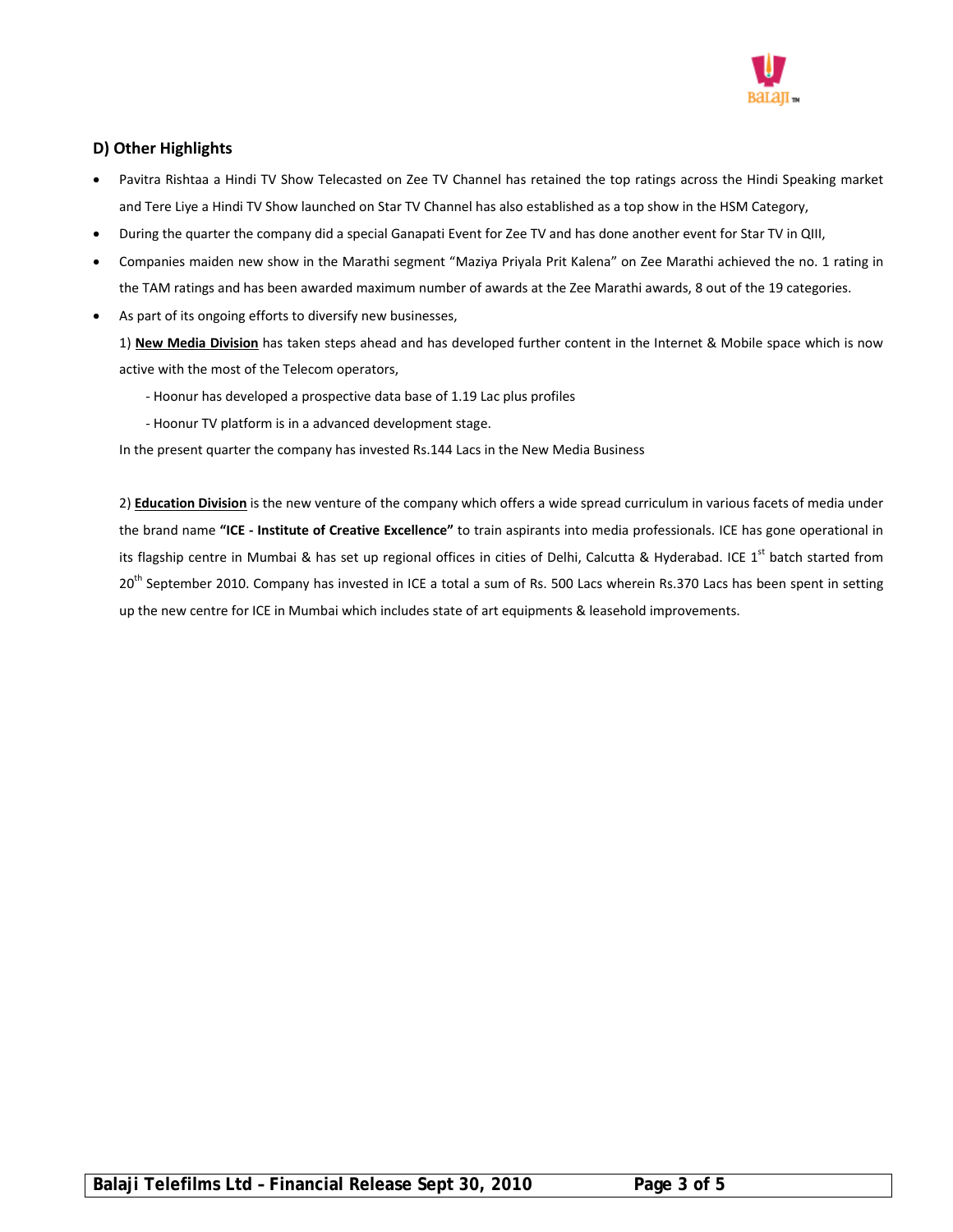## D) Other Highlights

- Pavitra Rishtaa a Hindi TV Show Telecasted on Zee TV Channel has retained the top ratings across the Hindi Speaking market and Tere Liye a Hindi TV Show launched on Star TV Channel has also established as a top show in the HSM Category,
- During the quarter the company did a special Ganapati Event for Zee TV and has done another event for Star TV in QIII,
- Companies maiden new show in the Marathi segment "Maziya Priyala Prit Kalena" on Zee Marathi achieved the no. 1 rating in the TAM ratings and has been awarded maximum number of awards at the Zee Marathi awards, 8 out of the 19 categories.
- As part of its ongoing efforts to diversify new businesses,

  1) **New Media Division** has taken steps ahead and has developed further content in the Internet & Mobile space which is now active with the most of the Telecom operators,

  - Hoonur has developed a prospective data base of 1.19 Lac plus profiles
  - Hoonur TV platform is in a advanced development stage.

  In the present quarter the company has invested Rs.144 Lacs in the New Media Business

  2) **Education Division** is the new venture of the company which offers a wide spread curriculum in various facets of media under the brand name **"ICE - Institute of Creative Excellence"** to train aspirants into media professionals. ICE has gone operational in its flagship centre in Mumbai & has set up regional offices in cities of Delhi, Calcutta & Hyderabad. ICE 1st batch started from 20th September 2010. Company has invested in ICE a total a sum of Rs. 500 Lacs wherein Rs.370 Lacs has been spent in setting up the new centre for ICE in Mumbai which includes state of art equipments & leasehold improvements.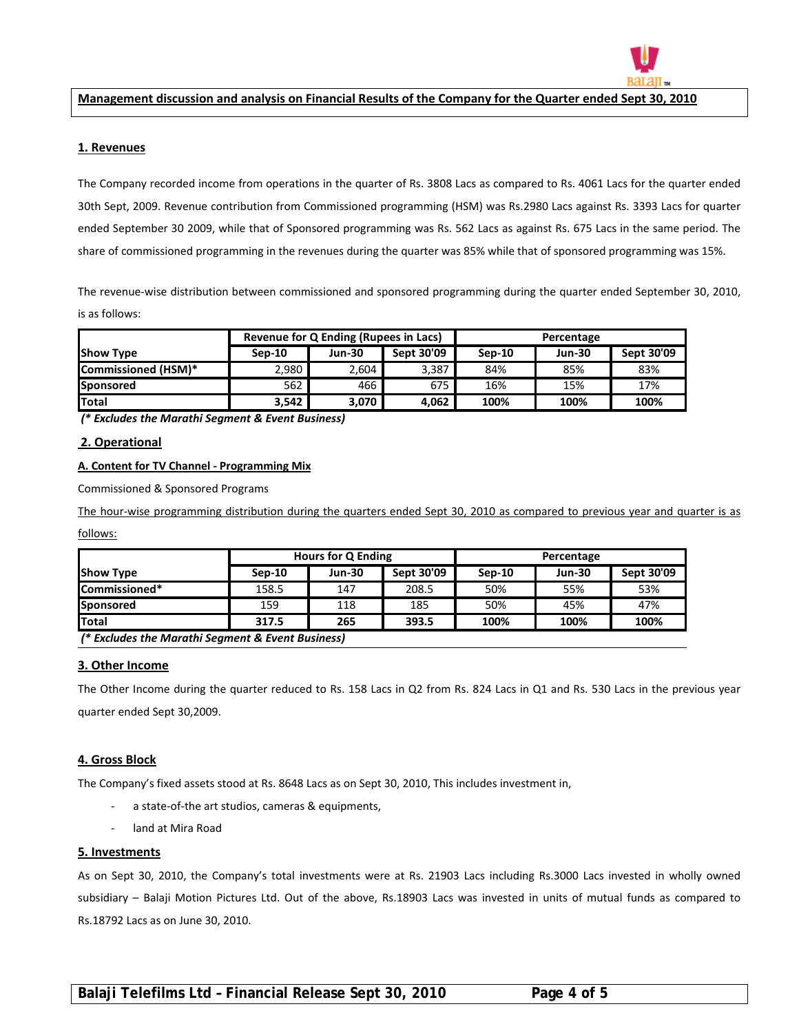**Management discussion and analysis on Financial Results of the Company for the Quarter ended Sept 30, 2010**

## 1. Revenues

The Company recorded income from operations in the quarter of Rs. 3808 Lacs as compared to Rs. 4061 Lacs for the quarter ended 30th Sept, 2009. Revenue contribution from Commissioned programming (HSM) was Rs.2980 Lacs against Rs. 3393 Lacs for quarter ended September 30 2009, while that of Sponsored programming was Rs. 562 Lacs as against Rs. 675 Lacs in the same period. The share of commissioned programming in the revenues during the quarter was 85% while that of sponsored programming was 15%.

The revenue-wise distribution between commissioned and sponsored programming during the quarter ended September 30, 2010, is as follows:

| | Revenue for Q Ending (Rupees in Lacs) | | | Percentage | | |
|---|---|---|---|---|---|---|
| **Show Type** | **Sep-10** | **Jun-30** | **Sept 30'09** | **Sep-10** | **Jun-30** | **Sept 30'09** |
| **Commissioned (HSM)*** | 2,980 | 2,604 | 3,387 | 84% | 85% | 83% |
| **Sponsored** | 562 | 466 | 675 | 16% | 15% | 17% |
| **Total** | **3,542** | **3,070** | **4,062** | **100%** | **100%** | **100%** |

***(* Excludes the Marathi Segment & Event Business)***

## 2. Operational

### A. Content for TV Channel - Programming Mix

Commissioned & Sponsored Programs

The hour-wise programming distribution during the quarters ended Sept 30, 2010 as compared to previous year and quarter is as follows:

| | Hours for Q Ending | | | Percentage | | |
|---|---|---|---|---|---|---|
| **Show Type** | **Sep-10** | **Jun-30** | **Sept 30'09** | **Sep-10** | **Jun-30** | **Sept 30'09** |
| **Commissioned*** | 158.5 | 147 | 208.5 | 50% | 55% | 53% |
| **Sponsored** | 159 | 118 | 185 | 50% | 45% | 47% |
| **Total** | **317.5** | **265** | **393.5** | **100%** | **100%** | **100%** |

***(* Excludes the Marathi Segment & Event Business)***

## 3. Other Income

The Other Income during the quarter reduced to Rs. 158 Lacs in Q2 from Rs. 824 Lacs in Q1 and Rs. 530 Lacs in the previous year quarter ended Sept 30,2009.

## 4. Gross Block

The Company's fixed assets stood at Rs. 8648 Lacs as on Sept 30, 2010, This includes investment in,

- a state-of-the art studios, cameras & equipments,
- land at Mira Road

## 5. Investments

As on Sept 30, 2010, the Company's total investments were at Rs. 21903 Lacs including Rs.3000 Lacs invested in wholly owned subsidiary – Balaji Motion Pictures Ltd. Out of the above, Rs.18903 Lacs was invested in units of mutual funds as compared to Rs.18792 Lacs as on June 30, 2010.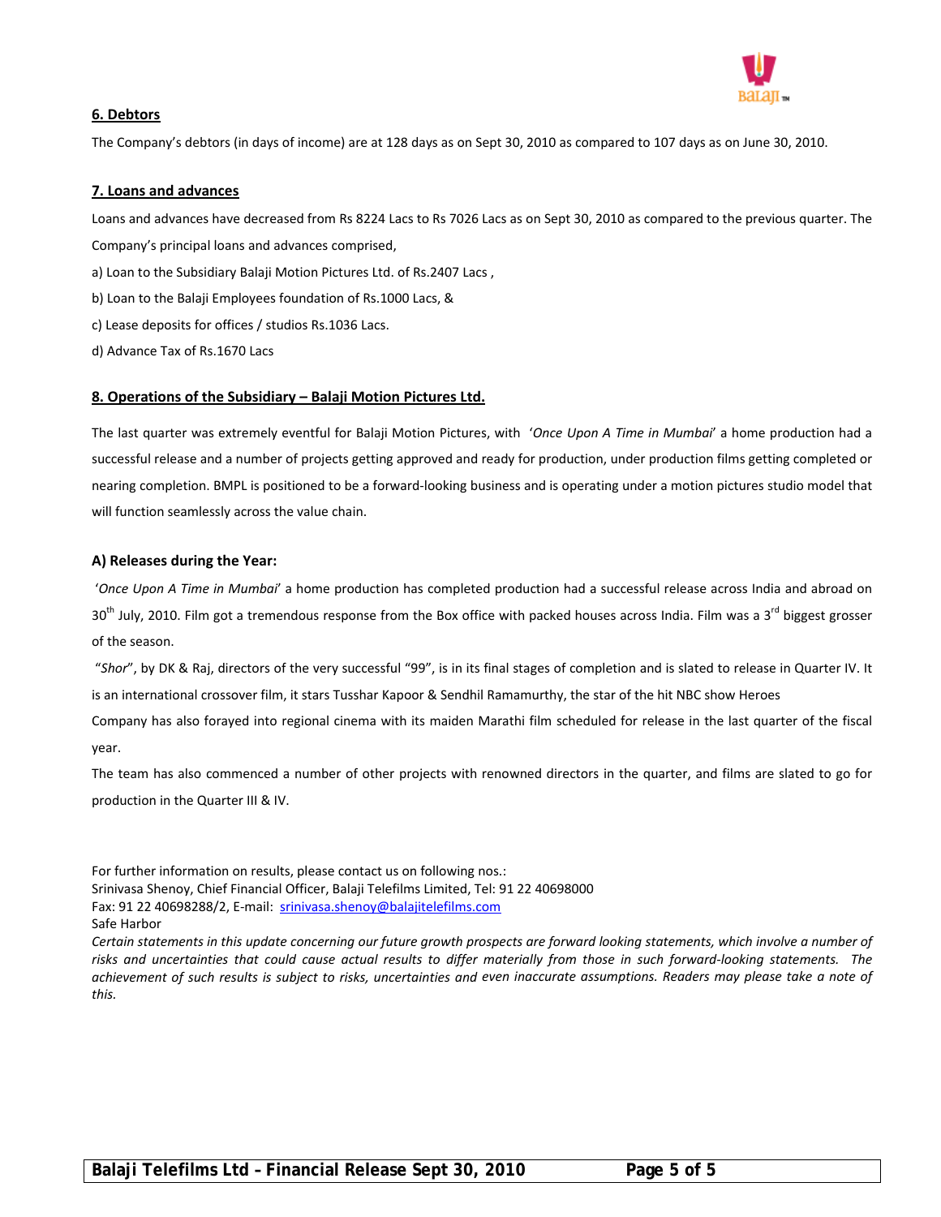## 6. Debtors

The Company's debtors (in days of income) are at 128 days as on Sept 30, 2010 as compared to 107 days as on June 30, 2010.

## 7. Loans and advances

Loans and advances have decreased from Rs 8224 Lacs to Rs 7026 Lacs as on Sept 30, 2010 as compared to the previous quarter. The Company's principal loans and advances comprised,

a) Loan to the Subsidiary Balaji Motion Pictures Ltd. of Rs.2407 Lacs ,

b) Loan to the Balaji Employees foundation of Rs.1000 Lacs, &

c) Lease deposits for offices / studios Rs.1036 Lacs.

d) Advance Tax of Rs.1670 Lacs

## 8. Operations of the Subsidiary – Balaji Motion Pictures Ltd.

The last quarter was extremely eventful for Balaji Motion Pictures, with '*Once Upon A Time in Mumbai*' a home production had a successful release and a number of projects getting approved and ready for production, under production films getting completed or nearing completion. BMPL is positioned to be a forward-looking business and is operating under a motion pictures studio model that will function seamlessly across the value chain.

### A) Releases during the Year:

'*Once Upon A Time in Mumbai*' a home production has completed production had a successful release across India and abroad on 30th July, 2010. Film got a tremendous response from the Box office with packed houses across India. Film was a 3rd biggest grosser of the season.

"*Shor*", by DK & Raj, directors of the very successful "99", is in its final stages of completion and is slated to release in Quarter IV. It is an international crossover film, it stars Tusshar Kapoor & Sendhil Ramamurthy, the star of the hit NBC show Heroes

Company has also forayed into regional cinema with its maiden Marathi film scheduled for release in the last quarter of the fiscal year.

The team has also commenced a number of other projects with renowned directors in the quarter, and films are slated to go for production in the Quarter III & IV.

For further information on results, please contact us on following nos.:
Srinivasa Shenoy, Chief Financial Officer, Balaji Telefilms Limited, Tel: 91 22 40698000
Fax: 91 22 40698288/2, E-mail: srinivasa.shenoy@balajitelefilms.com

Safe Harbor

*Certain statements in this update concerning our future growth prospects are forward looking statements, which involve a number of risks and uncertainties that could cause actual results to differ materially from those in such forward-looking statements. The achievement of such results is subject to risks, uncertainties and even inaccurate assumptions. Readers may please take a note of this.*